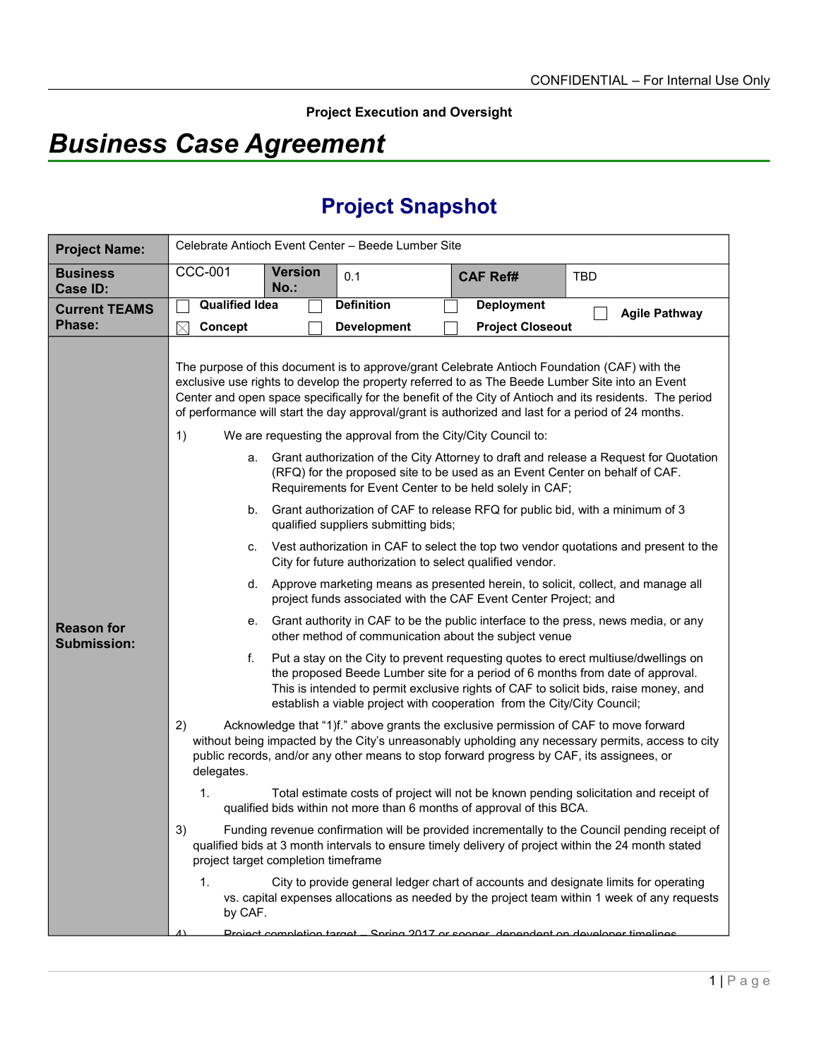CONFIDENTIAL – For Internal Use Only

**Project Execution and Oversight**

# *Business Case Agreement*

## Project Snapshot

| **Project Name:** | Celebrate Antioch Event Center – Beede Lumber Site | | | | |
|---|---|---|---|---|---|
| **Business Case ID:** | CCC-001 | **Version No.:** | 0.1 | **CAF Ref#** | TBD |
| **Current TEAMS Phase:** | ☐ Qualified Idea ☒ Concept | ☐ Definition ☐ Development | | ☐ Deployment ☐ Project Closeout | ☐ Agile Pathway |

**Reason for Submission:**

The purpose of this document is to approve/grant Celebrate Antioch Foundation (CAF) with the exclusive use rights to develop the property referred to as The Beede Lumber Site into an Event Center and open space specifically for the benefit of the City of Antioch and its residents. The period of performance will start the day approval/grant is authorized and last for a period of 24 months.

1) We are requesting the approval from the City/City Council to:

   a. Grant authorization of the City Attorney to draft and release a Request for Quotation (RFQ) for the proposed site to be used as an Event Center on behalf of CAF. Requirements for Event Center to be held solely in CAF;

   b. Grant authorization of CAF to release RFQ for public bid, with a minimum of 3 qualified suppliers submitting bids;

   c. Vest authorization in CAF to select the top two vendor quotations and present to the City for future authorization to select qualified vendor.

   d. Approve marketing means as presented herein, to solicit, collect, and manage all project funds associated with the CAF Event Center Project; and

   e. Grant authority in CAF to be the public interface to the press, news media, or any other method of communication about the subject venue

   f. Put a stay on the City to prevent requesting quotes to erect multiuse/dwellings on the proposed Beede Lumber site for a period of 6 months from date of approval. This is intended to permit exclusive rights of CAF to solicit bids, raise money, and establish a viable project with cooperation from the City/City Council;

2) Acknowledge that "1)f." above grants the exclusive permission of CAF to move forward without being impacted by the City's unreasonably upholding any necessary permits, access to city public records, and/or any other means to stop forward progress by CAF, its assignees, or delegates.

   1. Total estimate costs of project will not be known pending solicitation and receipt of qualified bids within not more than 6 months of approval of this BCA.

3) Funding revenue confirmation will be provided incrementally to the Council pending receipt of qualified bids at 3 month intervals to ensure timely delivery of project within the 24 month stated project target completion timeframe

   1. City to provide general ledger chart of accounts and designate limits for operating vs. capital expenses allocations as needed by the project team within 1 week of any requests by CAF.

4) Project completion target – Spring 2017 or sooner, dependent on developer timelines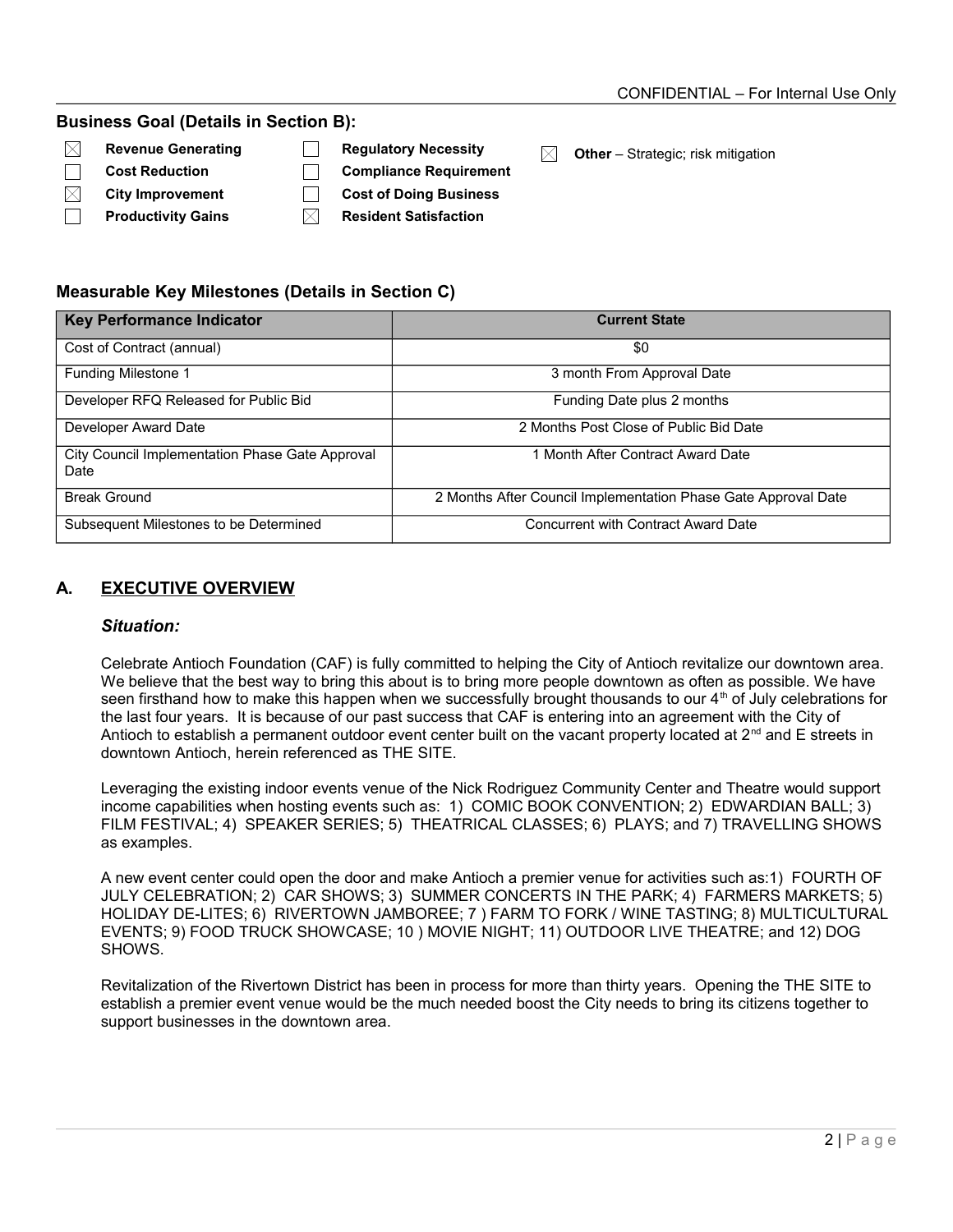**Business Goal (Details in Section B):**

- ☒ **Revenue Generating**
- ☐ **Cost Reduction**
- ☒ **City Improvement**
- ☐ **Productivity Gains**
- ☐ **Regulatory Necessity**
- ☐ **Compliance Requirement**
- ☐ **Cost of Doing Business**
- ☒ **Resident Satisfaction**
- ☒ **Other** – Strategic; risk mitigation

**Measurable Key Milestones (Details in Section C)**

| Key Performance Indicator | Current State |
|---|---|
| Cost of Contract (annual) | $0 |
| Funding Milestone 1 | 3 month From Approval Date |
| Developer RFQ Released for Public Bid | Funding Date plus 2 months |
| Developer Award Date | 2 Months Post Close of Public Bid Date |
| City Council Implementation Phase Gate Approval Date | 1 Month After Contract Award Date |
| Break Ground | 2 Months After Council Implementation Phase Gate Approval Date |
| Subsequent Milestones to be Determined | Concurrent with Contract Award Date |

## A. EXECUTIVE OVERVIEW

### *Situation:*

Celebrate Antioch Foundation (CAF) is fully committed to helping the City of Antioch revitalize our downtown area. We believe that the best way to bring this about is to bring more people downtown as often as possible. We have seen firsthand how to make this happen when we successfully brought thousands to our 4th of July celebrations for the last four years. It is because of our past success that CAF is entering into an agreement with the City of Antioch to establish a permanent outdoor event center built on the vacant property located at 2nd and E streets in downtown Antioch, herein referenced as THE SITE.

Leveraging the existing indoor events venue of the Nick Rodriguez Community Center and Theatre would support income capabilities when hosting events such as: 1) COMIC BOOK CONVENTION; 2) EDWARDIAN BALL; 3) FILM FESTIVAL; 4) SPEAKER SERIES; 5) THEATRICAL CLASSES; 6) PLAYS; and 7) TRAVELLING SHOWS as examples.

A new event center could open the door and make Antioch a premier venue for activities such as:1) FOURTH OF JULY CELEBRATION; 2) CAR SHOWS; 3) SUMMER CONCERTS IN THE PARK; 4) FARMERS MARKETS; 5) HOLIDAY DE-LITES; 6) RIVERTOWN JAMBOREE; 7 ) FARM TO FORK / WINE TASTING; 8) MULTICULTURAL EVENTS; 9) FOOD TRUCK SHOWCASE; 10 ) MOVIE NIGHT; 11) OUTDOOR LIVE THEATRE; and 12) DOG SHOWS.

Revitalization of the Rivertown District has been in process for more than thirty years. Opening the THE SITE to establish a premier event venue would be the much needed boost the City needs to bring its citizens together to support businesses in the downtown area.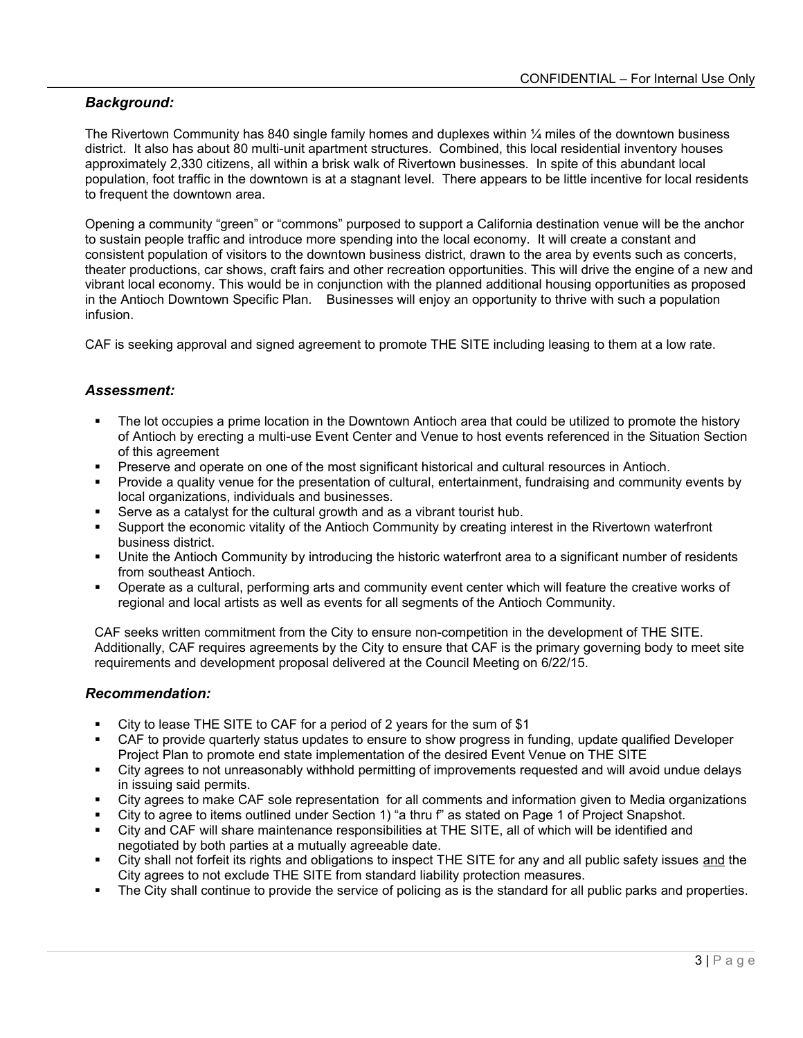### *Background:*

The Rivertown Community has 840 single family homes and duplexes within ¼ miles of the downtown business district. It also has about 80 multi-unit apartment structures. Combined, this local residential inventory houses approximately 2,330 citizens, all within a brisk walk of Rivertown businesses. In spite of this abundant local population, foot traffic in the downtown is at a stagnant level. There appears to be little incentive for local residents to frequent the downtown area.

Opening a community "green" or "commons" purposed to support a California destination venue will be the anchor to sustain people traffic and introduce more spending into the local economy. It will create a constant and consistent population of visitors to the downtown business district, drawn to the area by events such as concerts, theater productions, car shows, craft fairs and other recreation opportunities. This will drive the engine of a new and vibrant local economy. This would be in conjunction with the planned additional housing opportunities as proposed in the Antioch Downtown Specific Plan. Businesses will enjoy an opportunity to thrive with such a population infusion.

CAF is seeking approval and signed agreement to promote THE SITE including leasing to them at a low rate.

### *Assessment:*

- The lot occupies a prime location in the Downtown Antioch area that could be utilized to promote the history of Antioch by erecting a multi-use Event Center and Venue to host events referenced in the Situation Section of this agreement
- Preserve and operate on one of the most significant historical and cultural resources in Antioch.
- Provide a quality venue for the presentation of cultural, entertainment, fundraising and community events by local organizations, individuals and businesses.
- Serve as a catalyst for the cultural growth and as a vibrant tourist hub.
- Support the economic vitality of the Antioch Community by creating interest in the Rivertown waterfront business district.
- Unite the Antioch Community by introducing the historic waterfront area to a significant number of residents from southeast Antioch.
- Operate as a cultural, performing arts and community event center which will feature the creative works of regional and local artists as well as events for all segments of the Antioch Community.

CAF seeks written commitment from the City to ensure non-competition in the development of THE SITE. Additionally, CAF requires agreements by the City to ensure that CAF is the primary governing body to meet site requirements and development proposal delivered at the Council Meeting on 6/22/15.

### *Recommendation:*

- City to lease THE SITE to CAF for a period of 2 years for the sum of $1
- CAF to provide quarterly status updates to ensure to show progress in funding, update qualified Developer Project Plan to promote end state implementation of the desired Event Venue on THE SITE
- City agrees to not unreasonably withhold permitting of improvements requested and will avoid undue delays in issuing said permits.
- City agrees to make CAF sole representation for all comments and information given to Media organizations
- City to agree to items outlined under Section 1) "a thru f" as stated on Page 1 of Project Snapshot.
- City and CAF will share maintenance responsibilities at THE SITE, all of which will be identified and negotiated by both parties at a mutually agreeable date.
- City shall not forfeit its rights and obligations to inspect THE SITE for any and all public safety issues <u>and</u> the City agrees to not exclude THE SITE from standard liability protection measures.
- The City shall continue to provide the service of policing as is the standard for all public parks and properties.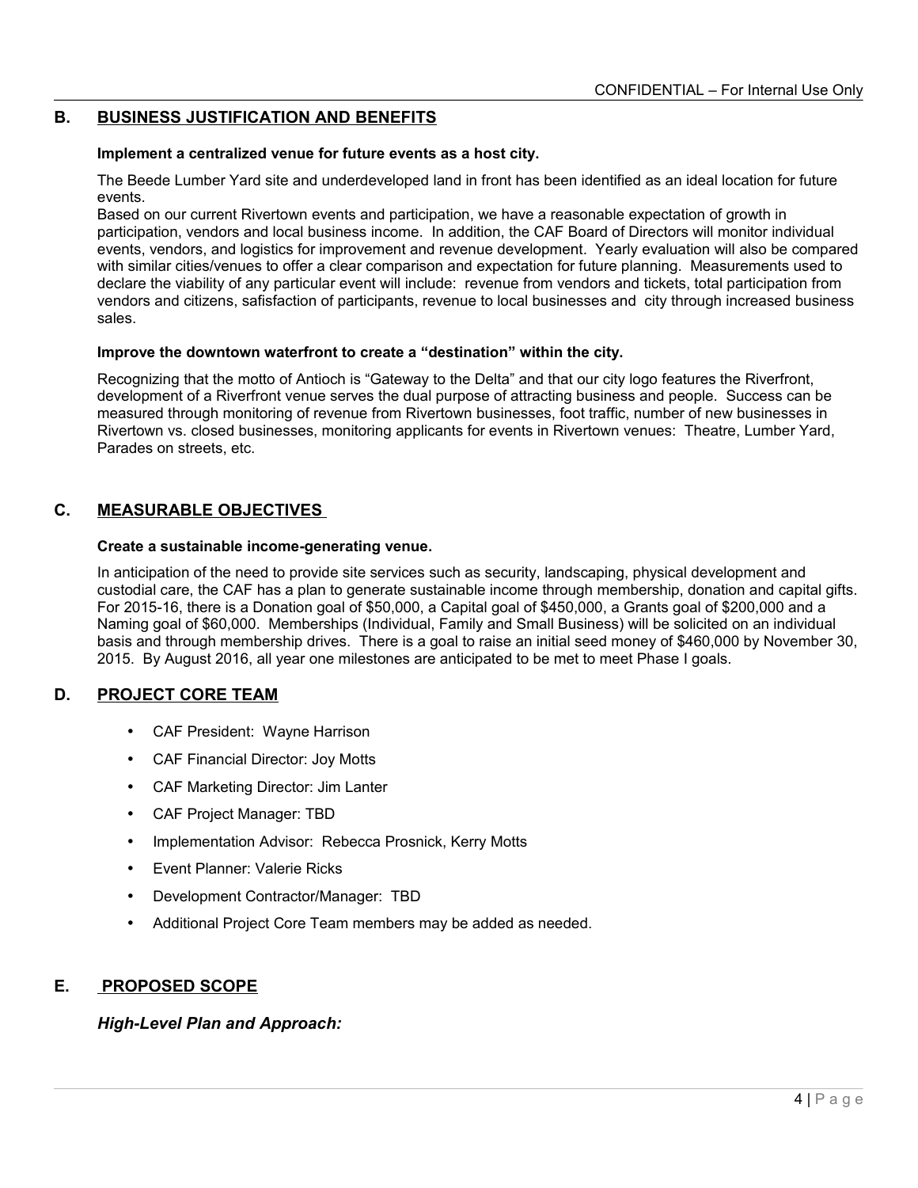## B. BUSINESS JUSTIFICATION AND BENEFITS

**Implement a centralized venue for future events as a host city.**

The Beede Lumber Yard site and underdeveloped land in front has been identified as an ideal location for future events.

Based on our current Rivertown events and participation, we have a reasonable expectation of growth in participation, vendors and local business income. In addition, the CAF Board of Directors will monitor individual events, vendors, and logistics for improvement and revenue development. Yearly evaluation will also be compared with similar cities/venues to offer a clear comparison and expectation for future planning. Measurements used to declare the viability of any particular event will include: revenue from vendors and tickets, total participation from vendors and citizens, safisfaction of participants, revenue to local businesses and city through increased business sales.

**Improve the downtown waterfront to create a "destination" within the city.**

Recognizing that the motto of Antioch is "Gateway to the Delta" and that our city logo features the Riverfront, development of a Riverfront venue serves the dual purpose of attracting business and people. Success can be measured through monitoring of revenue from Rivertown businesses, foot traffic, number of new businesses in Rivertown vs. closed businesses, monitoring applicants for events in Rivertown venues: Theatre, Lumber Yard, Parades on streets, etc.

## C. MEASURABLE OBJECTIVES

**Create a sustainable income-generating venue.**

In anticipation of the need to provide site services such as security, landscaping, physical development and custodial care, the CAF has a plan to generate sustainable income through membership, donation and capital gifts. For 2015-16, there is a Donation goal of $50,000, a Capital goal of $450,000, a Grants goal of $200,000 and a Naming goal of $60,000. Memberships (Individual, Family and Small Business) will be solicited on an individual basis and through membership drives. There is a goal to raise an initial seed money of $460,000 by November 30, 2015. By August 2016, all year one milestones are anticipated to be met to meet Phase I goals.

## D. PROJECT CORE TEAM

- CAF President: Wayne Harrison
- CAF Financial Director: Joy Motts
- CAF Marketing Director: Jim Lanter
- CAF Project Manager: TBD
- Implementation Advisor: Rebecca Prosnick, Kerry Motts
- Event Planner: Valerie Ricks
- Development Contractor/Manager: TBD
- Additional Project Core Team members may be added as needed.

## E. PROPOSED SCOPE

### *High-Level Plan and Approach:*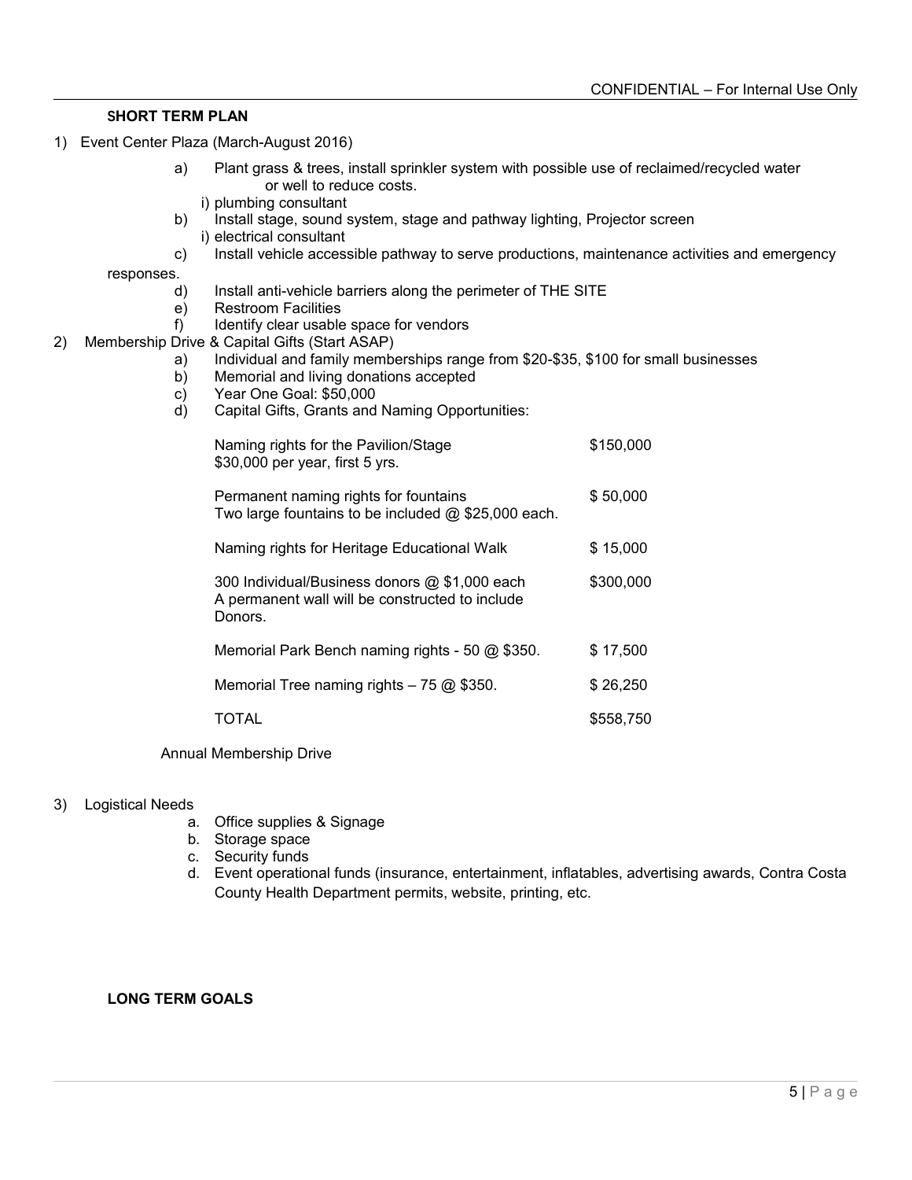## SHORT TERM PLAN

1) Event Center Plaza (March-August 2016)
   a) Plant grass & trees, install sprinkler system with possible use of reclaimed/recycled water or well to reduce costs.
      i) plumbing consultant
   b) Install stage, sound system, stage and pathway lighting, Projector screen
      i) electrical consultant
   c) Install vehicle accessible pathway to serve productions, maintenance activities and emergency responses.
   d) Install anti-vehicle barriers along the perimeter of THE SITE
   e) Restroom Facilities
   f) Identify clear usable space for vendors
2) Membership Drive & Capital Gifts (Start ASAP)
   a) Individual and family memberships range from $20-$35, $100 for small businesses
   b) Memorial and living donations accepted
   c) Year One Goal: $50,000
   d) Capital Gifts, Grants and Naming Opportunities:

| | |
|---|---|
| Naming rights for the Pavilion/Stage<br>$30,000 per year, first 5 yrs. | $150,000 |
| Permanent naming rights for fountains<br>Two large fountains to be included @ $25,000 each. | $ 50,000 |
| Naming rights for Heritage Educational Walk | $ 15,000 |
| 300 Individual/Business donors @ $1,000 each<br>A permanent wall will be constructed to include Donors. | $300,000 |
| Memorial Park Bench naming rights - 50 @ $350. | $ 17,500 |
| Memorial Tree naming rights – 75 @ $350. | $ 26,250 |
| TOTAL | $558,750 |

   Annual Membership Drive

3) Logistical Needs
   a. Office supplies & Signage
   b. Storage space
   c. Security funds
   d. Event operational funds (insurance, entertainment, inflatables, advertising awards, Contra Costa County Health Department permits, website, printing, etc.

## LONG TERM GOALS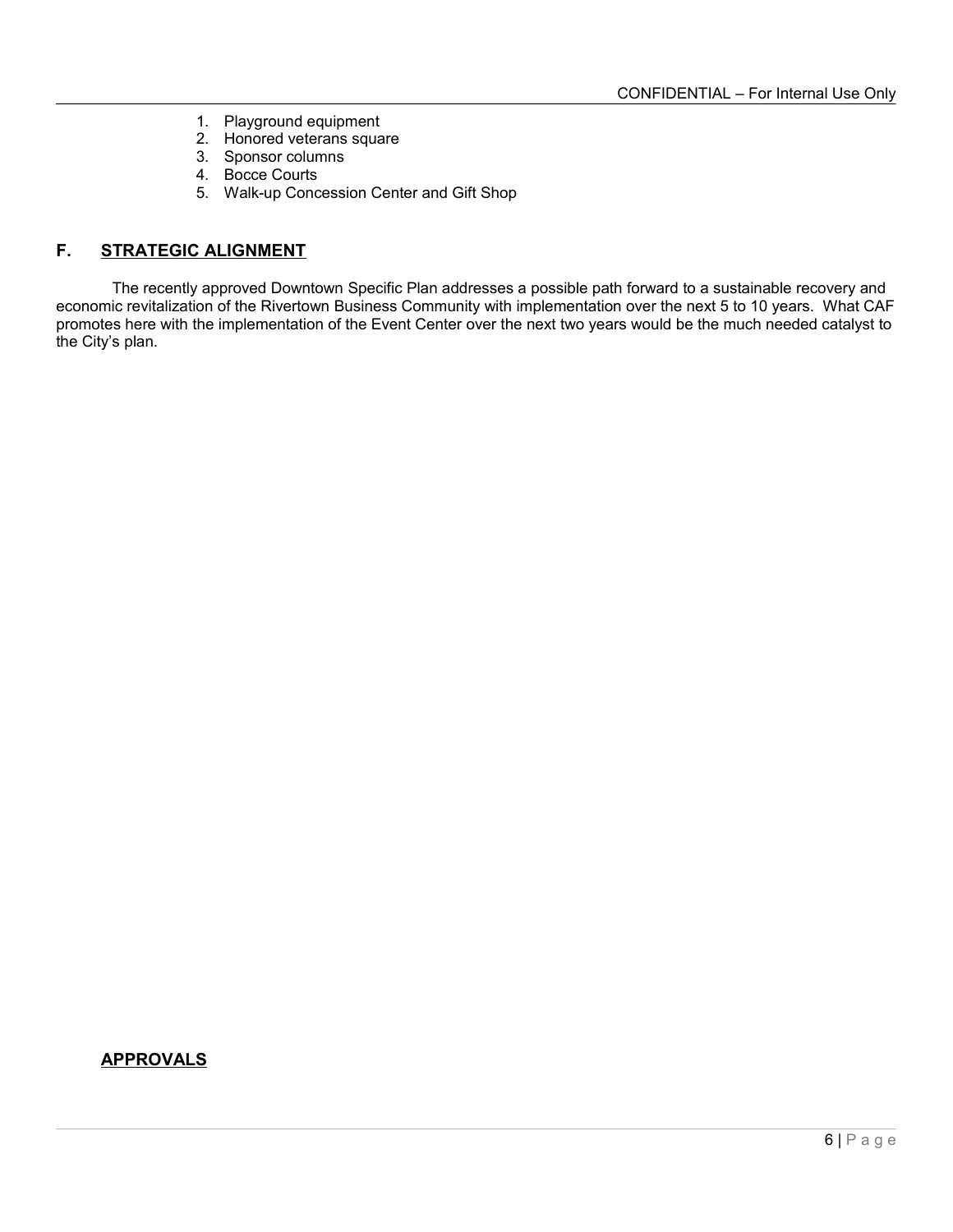1. Playground equipment
2. Honored veterans square
3. Sponsor columns
4. Bocce Courts
5. Walk-up Concession Center and Gift Shop

## F. STRATEGIC ALIGNMENT

The recently approved Downtown Specific Plan addresses a possible path forward to a sustainable recovery and economic revitalization of the Rivertown Business Community with implementation over the next 5 to 10 years. What CAF promotes here with the implementation of the Event Center over the next two years would be the much needed catalyst to the City's plan.

## APPROVALS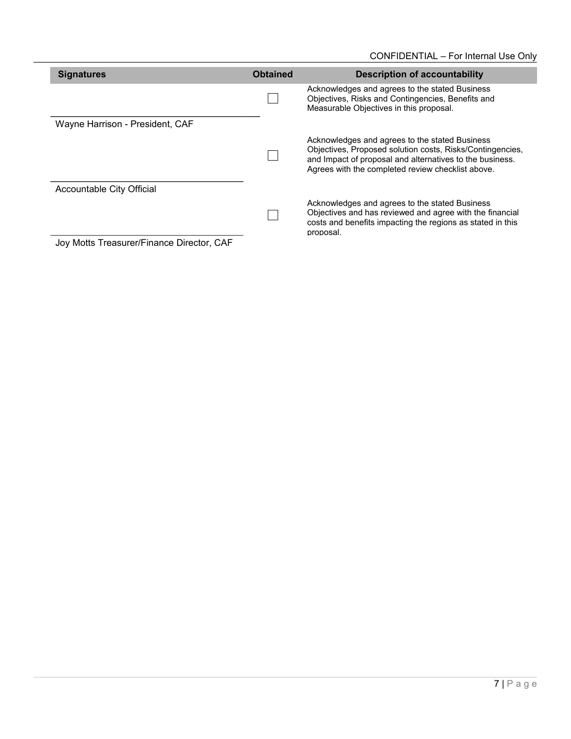| Signatures | Obtained | Description of accountability |
| --- | --- | --- |
| ____________________ Wayne Harrison - President, CAF | ☐ | Acknowledges and agrees to the stated Business Objectives, Risks and Contingencies, Benefits and Measurable Objectives in this proposal. |
| ____________________ Accountable City Official | ☐ | Acknowledges and agrees to the stated Business Objectives, Proposed solution costs, Risks/Contingencies, and Impact of proposal and alternatives to the business. Agrees with the completed review checklist above. |
| ____________________ Joy Motts Treasurer/Finance Director, CAF | ☐ | Acknowledges and agrees to the stated Business Objectives and has reviewed and agree with the financial costs and benefits impacting the regions as stated in this proposal. |